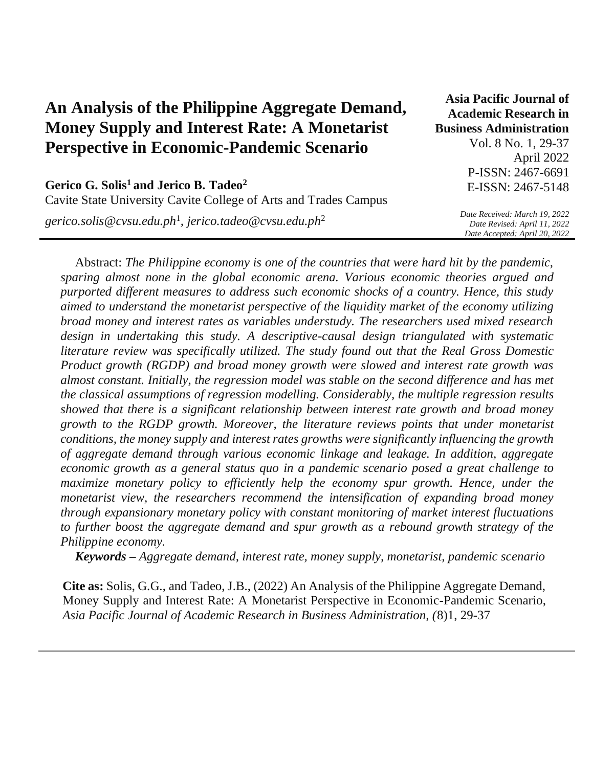# An Analysis of the Philippine Aggregate Demand, Money Supply and Interest Rate: A Monetarist Perspective in Economic-Pandemic Scenario

**Asia Pacific Journal of Academic Research in Business Administration**
Vol. 8 No. 1, 29-37
April 2022
P-ISSN: 2467-6691
E-ISSN: 2467-5148

**Gerico G. Solis[1] and Jerico B. Tadeo[2]**
Cavite State University Cavite College of Arts and Trades Campus
*gerico.solis@cvsu.edu.ph[1], jerico.tadeo@cvsu.edu.ph[2]*

*Date Received: March 19, 2022*
*Date Revised: April 11, 2022*
*Date Accepted: April 20, 2022*

---

Abstract: *The Philippine economy is one of the countries that were hard hit by the pandemic, sparing almost none in the global economic arena. Various economic theories argued and purported different measures to address such economic shocks of a country. Hence, this study aimed to understand the monetarist perspective of the liquidity market of the economy utilizing broad money and interest rates as variables understudy. The researchers used mixed research design in undertaking this study. A descriptive-causal design triangulated with systematic literature review was specifically utilized. The study found out that the Real Gross Domestic Product growth (RGDP) and broad money growth were slowed and interest rate growth was almost constant. Initially, the regression model was stable on the second difference and has met the classical assumptions of regression modelling. Considerably, the multiple regression results showed that there is a significant relationship between interest rate growth and broad money growth to the RGDP growth. Moreover, the literature reviews points that under monetarist conditions, the money supply and interest rates growths were significantly influencing the growth of aggregate demand through various economic linkage and leakage. In addition, aggregate economic growth as a general status quo in a pandemic scenario posed a great challenge to maximize monetary policy to efficiently help the economy spur growth. Hence, under the monetarist view, the researchers recommend the intensification of expanding broad money through expansionary monetary policy with constant monitoring of market interest fluctuations to further boost the aggregate demand and spur growth as a rebound growth strategy of the Philippine economy.*

***Keywords** – Aggregate demand, interest rate, money supply, monetarist, pandemic scenario*

**Cite as:** Solis, G.G., and Tadeo, J.B., (2022) An Analysis of the Philippine Aggregate Demand, Money Supply and Interest Rate: A Monetarist Perspective in Economic-Pandemic Scenario, *Asia Pacific Journal of Academic Research in Business Administration, (*8)1, 29-37

---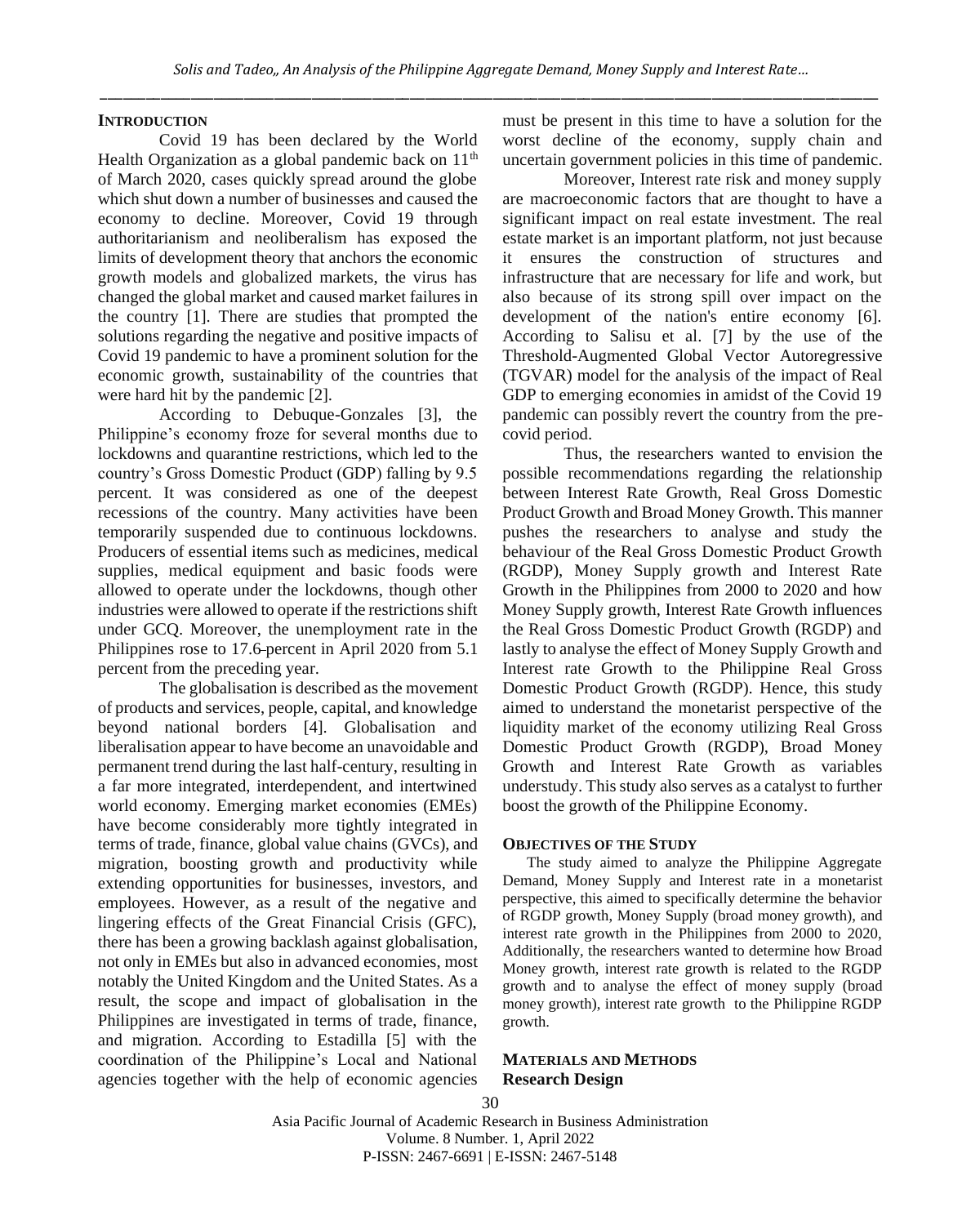## INTRODUCTION

Covid 19 has been declared by the World Health Organization as a global pandemic back on 11th of March 2020, cases quickly spread around the globe which shut down a number of businesses and caused the economy to decline. Moreover, Covid 19 through authoritarianism and neoliberalism has exposed the limits of development theory that anchors the economic growth models and globalized markets, the virus has changed the global market and caused market failures in the country [1]. There are studies that prompted the solutions regarding the negative and positive impacts of Covid 19 pandemic to have a prominent solution for the economic growth, sustainability of the countries that were hard hit by the pandemic [2].

According to Debuque-Gonzales [3], the Philippine's economy froze for several months due to lockdowns and quarantine restrictions, which led to the country's Gross Domestic Product (GDP) falling by 9.5 percent. It was considered as one of the deepest recessions of the country. Many activities have been temporarily suspended due to continuous lockdowns. Producers of essential items such as medicines, medical supplies, medical equipment and basic foods were allowed to operate under the lockdowns, though other industries were allowed to operate if the restrictions shift under GCQ. Moreover, the unemployment rate in the Philippines rose to 17.6 percent in April 2020 from 5.1 percent from the preceding year.

The globalisation is described as the movement of products and services, people, capital, and knowledge beyond national borders [4]. Globalisation and liberalisation appear to have become an unavoidable and permanent trend during the last half-century, resulting in a far more integrated, interdependent, and intertwined world economy. Emerging market economies (EMEs) have become considerably more tightly integrated in terms of trade, finance, global value chains (GVCs), and migration, boosting growth and productivity while extending opportunities for businesses, investors, and employees. However, as a result of the negative and lingering effects of the Great Financial Crisis (GFC), there has been a growing backlash against globalisation, not only in EMEs but also in advanced economies, most notably the United Kingdom and the United States. As a result, the scope and impact of globalisation in the Philippines are investigated in terms of trade, finance, and migration. According to Estadilla [5] with the coordination of the Philippine's Local and National agencies together with the help of economic agencies must be present in this time to have a solution for the worst decline of the economy, supply chain and uncertain government policies in this time of pandemic.

Moreover, Interest rate risk and money supply are macroeconomic factors that are thought to have a significant impact on real estate investment. The real estate market is an important platform, not just because it ensures the construction of structures and infrastructure that are necessary for life and work, but also because of its strong spill over impact on the development of the nation's entire economy [6]. According to Salisu et al. [7] by the use of the Threshold-Augmented Global Vector Autoregressive (TGVAR) model for the analysis of the impact of Real GDP to emerging economies in amidst of the Covid 19 pandemic can possibly revert the country from the pre-covid period.

Thus, the researchers wanted to envision the possible recommendations regarding the relationship between Interest Rate Growth, Real Gross Domestic Product Growth and Broad Money Growth. This manner pushes the researchers to analyse and study the behaviour of the Real Gross Domestic Product Growth (RGDP), Money Supply growth and Interest Rate Growth in the Philippines from 2000 to 2020 and how Money Supply growth, Interest Rate Growth influences the Real Gross Domestic Product Growth (RGDP) and lastly to analyse the effect of Money Supply Growth and Interest rate Growth to the Philippine Real Gross Domestic Product Growth (RGDP). Hence, this study aimed to understand the monetarist perspective of the liquidity market of the economy utilizing Real Gross Domestic Product Growth (RGDP), Broad Money Growth and Interest Rate Growth as variables understudy. This study also serves as a catalyst to further boost the growth of the Philippine Economy.

## OBJECTIVES OF THE STUDY

The study aimed to analyze the Philippine Aggregate Demand, Money Supply and Interest rate in a monetarist perspective, this aimed to specifically determine the behavior of RGDP growth, Money Supply (broad money growth), and interest rate growth in the Philippines from 2000 to 2020, Additionally, the researchers wanted to determine how Broad Money growth, interest rate growth is related to the RGDP growth and to analyse the effect of money supply (broad money growth), interest rate growth to the Philippine RGDP growth.

## MATERIALS AND METHODS

### Research Design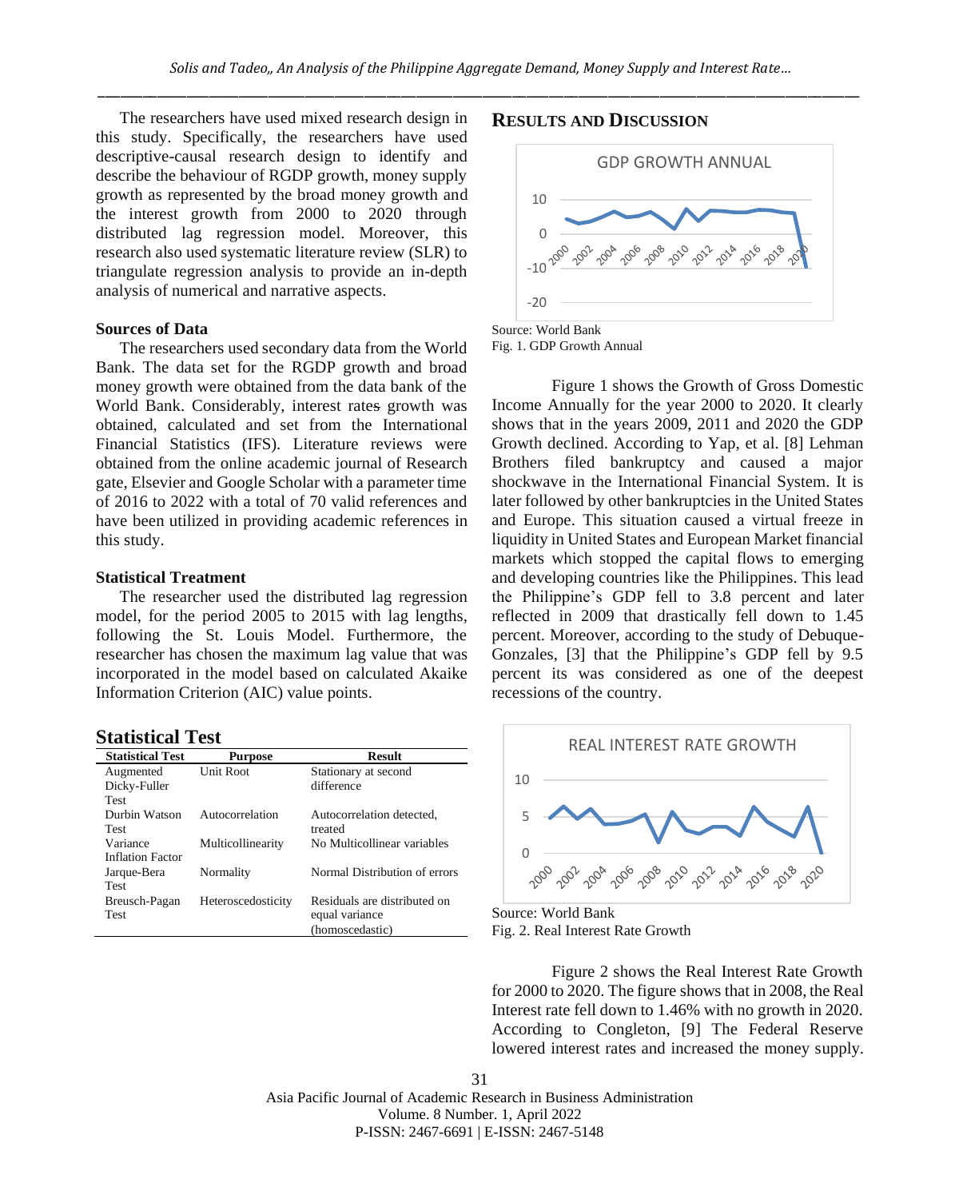The researchers have used mixed research design in this study. Specifically, the researchers have used descriptive-causal research design to identify and describe the behaviour of RGDP growth, money supply growth as represented by the broad money growth and the interest growth from 2000 to 2020 through distributed lag regression model. Moreover, this research also used systematic literature review (SLR) to triangulate regression analysis to provide an in-depth analysis of numerical and narrative aspects.

### Sources of Data

The researchers used secondary data from the World Bank. The data set for the RGDP growth and broad money growth were obtained from the data bank of the World Bank. Considerably, interest rates growth was obtained, calculated and set from the International Financial Statistics (IFS). Literature reviews were obtained from the online academic journal of Research gate, Elsevier and Google Scholar with a parameter time of 2016 to 2022 with a total of 70 valid references and have been utilized in providing academic references in this study.

### Statistical Treatment

The researcher used the distributed lag regression model, for the period 2005 to 2015 with lag lengths, following the St. Louis Model. Furthermore, the researcher has chosen the maximum lag value that was incorporated in the model based on calculated Akaike Information Criterion (AIC) value points.

## Statistical Test

| Statistical Test | Purpose | Result |
|---|---|---|
| Augmented Dicky-Fuller Test | Unit Root | Stationary at second difference |
| Durbin Watson Test | Autocorrelation | Autocorrelation detected, treated |
| Variance Inflation Factor | Multicollinearity | No Multicollinear variables |
| Jarque-Bera Test | Normality | Normal Distribution of errors |
| Breusch-Pagan Test | Heteroscedosticity | Residuals are distributed on equal variance (homoscedastic) |

## RESULTS AND DISCUSSION

Source: World Bank

Fig. 1. GDP Growth Annual

Figure 1 shows the Growth of Gross Domestic Income Annually for the year 2000 to 2020. It clearly shows that in the years 2009, 2011 and 2020 the GDP Growth declined. According to Yap, et al. [8] Lehman Brothers filed bankruptcy and caused a major shockwave in the International Financial System. It is later followed by other bankruptcies in the United States and Europe. This situation caused a virtual freeze in liquidity in United States and European Market financial markets which stopped the capital flows to emerging and developing countries like the Philippines. This lead the Philippine's GDP fell to 3.8 percent and later reflected in 2009 that drastically fell down to 1.45 percent. Moreover, according to the study of Debuque-Gonzales, [3] that the Philippine's GDP fell by 9.5 percent its was considered as one of the deepest recessions of the country.

Source: World Bank

Fig. 2. Real Interest Rate Growth

Figure 2 shows the Real Interest Rate Growth for 2000 to 2020. The figure shows that in 2008, the Real Interest rate fell down to 1.46% with no growth in 2020. According to Congleton, [9] The Federal Reserve lowered interest rates and increased the money supply.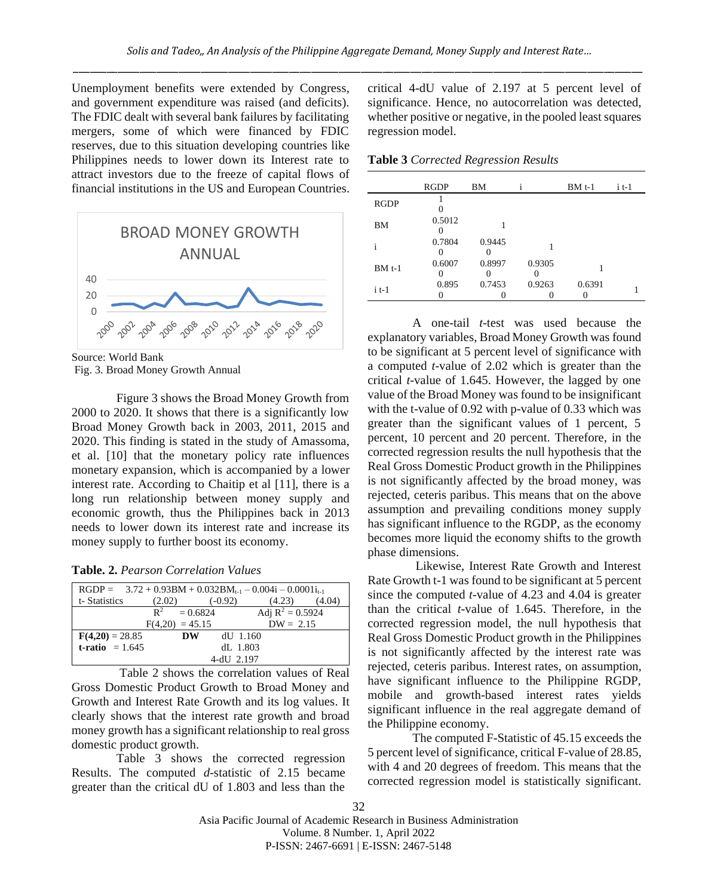Unemployment benefits were extended by Congress, and government expenditure was raised (and deficits). The FDIC dealt with several bank failures by facilitating mergers, some of which were financed by FDIC reserves, due to this situation developing countries like Philippines needs to lower down its Interest rate to attract investors due to the freeze of capital flows of financial institutions in the US and European Countries.

Source: World Bank

Fig. 3. Broad Money Growth Annual

Figure 3 shows the Broad Money Growth from 2000 to 2020. It shows that there is a significantly low Broad Money Growth back in 2003, 2011, 2015 and 2020. This finding is stated in the study of Amassoma, et al. [10] that the monetary policy rate influences monetary expansion, which is accompanied by a lower interest rate. According to Chaitip et al [11], there is a long run relationship between money supply and economic growth, thus the Philippines back in 2013 needs to lower down its interest rate and increase its money supply to further boost its economy.

**Table. 2.** *Pearson Correlation Values*

| $RGDP = 3.72 + 0.93BM + 0.032BM_{t-1} – 0.004i – 0.0001i_{t-1}$ | | | | |
|---|---|---|---|---|
| t- Statistics | (2.02) | (-0.92) | (4.23) | (4.04) |
| | $R^2 = 0.6824$ | | Adj $R^2 = 0.5924$ | |
| | $F(4,20) = 45.15$ | | DW = 2.15 | |
| **F(4,20)** = 28.85 | **DW** | dU 1.160 | | |
| **t-ratio** = 1.645 | | dL 1.803 | | |
| | | 4-dU 2.197 | | |

Table 2 shows the correlation values of Real Gross Domestic Product Growth to Broad Money and Growth and Interest Rate Growth and its log values. It clearly shows that the interest rate growth and broad money growth has a significant relationship to real gross domestic product growth.

Table 3 shows the corrected regression Results. The computed *d*-statistic of 2.15 became greater than the critical dU of 1.803 and less than the critical 4-dU value of 2.197 at 5 percent level of significance. Hence, no autocorrelation was detected, whether positive or negative, in the pooled least squares regression model.

**Table 3** *Corrected Regression Results*

| | RGDP | BM | i | BM t-1 | i t-1 |
|---|---|---|---|---|---|
| RGDP | 1<br>0 | | | | |
| BM | 0.5012<br>0 | 1 | | | |
| i | 0.7804<br>0 | 0.9445<br>0 | 1 | | |
| BM t-1 | 0.6007<br>0 | 0.8997<br>0 | 0.9305<br>0 | 1 | |
| i t-1 | 0.895<br>0 | 0.7453<br>0 | 0.9263<br>0 | 0.6391<br>0 | 1 |

A one-tail *t*-test was used because the explanatory variables, Broad Money Growth was found to be significant at 5 percent level of significance with a computed *t*-value of 2.02 which is greater than the critical *t*-value of 1.645. However, the lagged by one value of the Broad Money was found to be insignificant with the t-value of 0.92 with p-value of 0.33 which was greater than the significant values of 1 percent, 5 percent, 10 percent and 20 percent. Therefore, in the corrected regression results the null hypothesis that the Real Gross Domestic Product growth in the Philippines is not significantly affected by the broad money, was rejected, ceteris paribus. This means that on the above assumption and prevailing conditions money supply has significant influence to the RGDP, as the economy becomes more liquid the economy shifts to the growth phase dimensions.

Likewise, Interest Rate Growth and Interest Rate Growth t-1 was found to be significant at 5 percent since the computed *t*-value of 4.23 and 4.04 is greater than the critical *t*-value of 1.645. Therefore, in the corrected regression model, the null hypothesis that Real Gross Domestic Product growth in the Philippines is not significantly affected by the interest rate was rejected, ceteris paribus. Interest rates, on assumption, have significant influence to the Philippine RGDP, mobile and growth-based interest rates yields significant influence in the real aggregate demand of the Philippine economy.

The computed F-Statistic of 45.15 exceeds the 5 percent level of significance, critical F-value of 28.85, with 4 and 20 degrees of freedom. This means that the corrected regression model is statistically significant.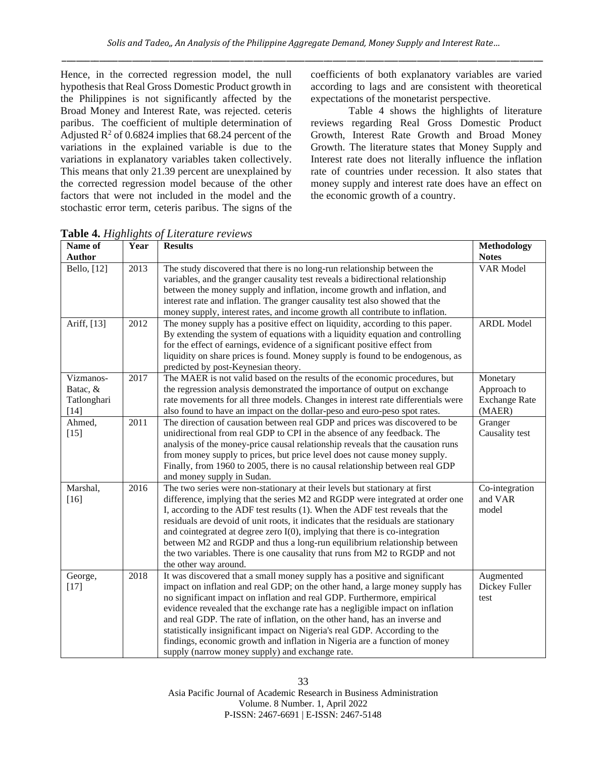Hence, in the corrected regression model, the null hypothesis that Real Gross Domestic Product growth in the Philippines is not significantly affected by the Broad Money and Interest Rate, was rejected. ceteris paribus. The coefficient of multiple determination of Adjusted $R^2$ of 0.6824 implies that 68.24 percent of the variations in the explained variable is due to the variations in explanatory variables taken collectively. This means that only 21.39 percent are unexplained by the corrected regression model because of the other factors that were not included in the model and the stochastic error term, ceteris paribus. The signs of the coefficients of both explanatory variables are varied according to lags and are consistent with theoretical expectations of the monetarist perspective.

Table 4 shows the highlights of literature reviews regarding Real Gross Domestic Product Growth, Interest Rate Growth and Broad Money Growth. The literature states that Money Supply and Interest rate does not literally influence the inflation rate of countries under recession. It also states that money supply and interest rate does have an effect on the economic growth of a country.

**Table 4.** *Highlights of Literature reviews*

| Name of Author | Year | Results | Methodology Notes |
|---|---|---|---|
| Bello, [12] | 2013 | The study discovered that there is no long-run relationship between the variables, and the granger causality test reveals a bidirectional relationship between the money supply and inflation, income growth and inflation, and interest rate and inflation. The granger causality test also showed that the money supply, interest rates, and income growth all contribute to inflation. | VAR Model |
| Ariff, [13] | 2012 | The money supply has a positive effect on liquidity, according to this paper. By extending the system of equations with a liquidity equation and controlling for the effect of earnings, evidence of a significant positive effect from liquidity on share prices is found. Money supply is found to be endogenous, as predicted by post-Keynesian theory. | ARDL Model |
| Vizmanos-Batac, & Tatlonghari [14] | 2017 | The MAER is not valid based on the results of the economic procedures, but the regression analysis demonstrated the importance of output on exchange rate movements for all three models. Changes in interest rate differentials were also found to have an impact on the dollar-peso and euro-peso spot rates. | Monetary Approach to Exchange Rate (MAER) |
| Ahmed, [15] | 2011 | The direction of causation between real GDP and prices was discovered to be unidirectional from real GDP to CPI in the absence of any feedback. The analysis of the money-price causal relationship reveals that the causation runs from money supply to prices, but price level does not cause money supply. Finally, from 1960 to 2005, there is no causal relationship between real GDP and money supply in Sudan. | Granger Causality test |
| Marshal, [16] | 2016 | The two series were non-stationary at their levels but stationary at first difference, implying that the series M2 and RGDP were integrated at order one I, according to the ADF test results (1). When the ADF test reveals that the residuals are devoid of unit roots, it indicates that the residuals are stationary and cointegrated at degree zero I(0), implying that there is co-integration between M2 and RGDP and thus a long-run equilibrium relationship between the two variables. There is one causality that runs from M2 to RGDP and not the other way around. | Co-integration and VAR model |
| George, [17] | 2018 | It was discovered that a small money supply has a positive and significant impact on inflation and real GDP; on the other hand, a large money supply has no significant impact on inflation and real GDP. Furthermore, empirical evidence revealed that the exchange rate has a negligible impact on inflation and real GDP. The rate of inflation, on the other hand, has an inverse and statistically insignificant impact on Nigeria's real GDP. According to the findings, economic growth and inflation in Nigeria are a function of money supply (narrow money supply) and exchange rate. | Augmented Dickey Fuller test |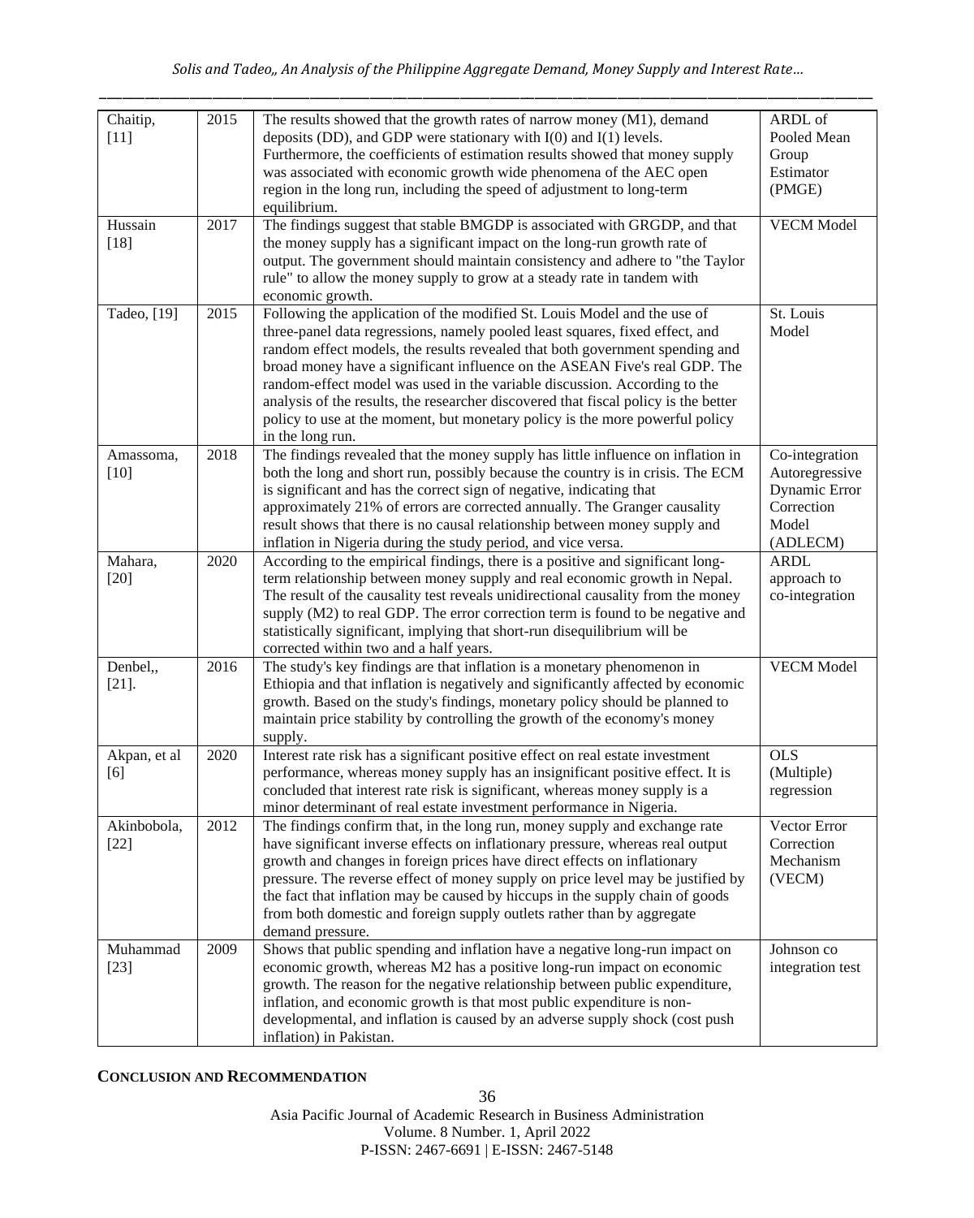| Chaitip, [11] | 2015 | The results showed that the growth rates of narrow money (M1), demand deposits (DD), and GDP were stationary with I(0) and I(1) levels. Furthermore, the coefficients of estimation results showed that money supply was associated with economic growth wide phenomena of the AEC open region in the long run, including the speed of adjustment to long-term equilibrium. | ARDL of Pooled Mean Group Estimator (PMGE) |
|---|---|---|---|
| Hussain [18] | 2017 | The findings suggest that stable BMGDP is associated with GRGDP, and that the money supply has a significant impact on the long-run growth rate of output. The government should maintain consistency and adhere to "the Taylor rule" to allow the money supply to grow at a steady rate in tandem with economic growth. | VECM Model |
| Tadeo, [19] | 2015 | Following the application of the modified St. Louis Model and the use of three-panel data regressions, namely pooled least squares, fixed effect, and random effect models, the results revealed that both government spending and broad money have a significant influence on the ASEAN Five's real GDP. The random-effect model was used in the variable discussion. According to the analysis of the results, the researcher discovered that fiscal policy is the better policy to use at the moment, but monetary policy is the more powerful policy in the long run. | St. Louis Model |
| Amassoma, [10] | 2018 | The findings revealed that the money supply has little influence on inflation in both the long and short run, possibly because the country is in crisis. The ECM is significant and has the correct sign of negative, indicating that approximately 21% of errors are corrected annually. The Granger causality result shows that there is no causal relationship between money supply and inflation in Nigeria during the study period, and vice versa. | Co-integration Autoregressive Dynamic Error Correction Model (ADLECM) |
| Mahara, [20] | 2020 | According to the empirical findings, there is a positive and significant long-term relationship between money supply and real economic growth in Nepal. The result of the causality test reveals unidirectional causality from the money supply (M2) to real GDP. The error correction term is found to be negative and statistically significant, implying that short-run disequilibrium will be corrected within two and a half years. | ARDL approach to co-integration |
| Denbel,, [21]. | 2016 | The study's key findings are that inflation is a monetary phenomenon in Ethiopia and that inflation is negatively and significantly affected by economic growth. Based on the study's findings, monetary policy should be planned to maintain price stability by controlling the growth of the economy's money supply. | VECM Model |
| Akpan, et al [6] | 2020 | Interest rate risk has a significant positive effect on real estate investment performance, whereas money supply has an insignificant positive effect. It is concluded that interest rate risk is significant, whereas money supply is a minor determinant of real estate investment performance in Nigeria. | OLS (Multiple) regression |
| Akinbobola, [22] | 2012 | The findings confirm that, in the long run, money supply and exchange rate have significant inverse effects on inflationary pressure, whereas real output growth and changes in foreign prices have direct effects on inflationary pressure. The reverse effect of money supply on price level may be justified by the fact that inflation may be caused by hiccups in the supply chain of goods from both domestic and foreign supply outlets rather than by aggregate demand pressure. | Vector Error Correction Mechanism (VECM) |
| Muhammad [23] | 2009 | Shows that public spending and inflation have a negative long-run impact on economic growth, whereas M2 has a positive long-run impact on economic growth. The reason for the negative relationship between public expenditure, inflation, and economic growth is that most public expenditure is non-developmental, and inflation is caused by an adverse supply shock (cost push inflation) in Pakistan. | Johnson co integration test |

## CONCLUSION AND RECOMMENDATION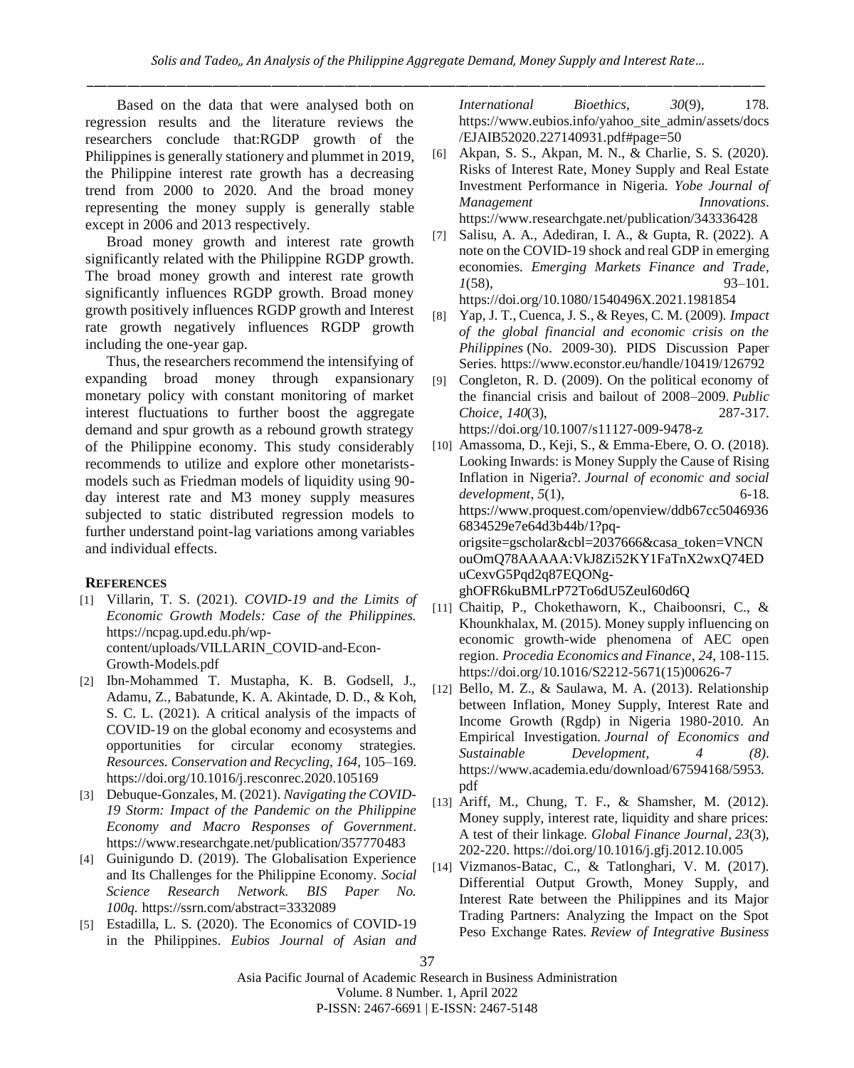Based on the data that were analysed both on regression results and the literature reviews the researchers conclude that:RGDP growth of the Philippines is generally stationery and plummet in 2019, the Philippine interest rate growth has a decreasing trend from 2000 to 2020. And the broad money representing the money supply is generally stable except in 2006 and 2013 respectively.

Broad money growth and interest rate growth significantly related with the Philippine RGDP growth. The broad money growth and interest rate growth significantly influences RGDP growth. Broad money growth positively influences RGDP growth and Interest rate growth negatively influences RGDP growth including the one-year gap.

Thus, the researchers recommend the intensifying of expanding broad money through expansionary monetary policy with constant monitoring of market interest fluctuations to further boost the aggregate demand and spur growth as a rebound growth strategy of the Philippine economy. This study considerably recommends to utilize and explore other monetarists-models such as Friedman models of liquidity using 90-day interest rate and M3 money supply measures subjected to static distributed regression models to further understand point-lag variations among variables and individual effects.

## REFERENCES

[1] Villarin, T. S. (2021). *COVID-19 and the Limits of Economic Growth Models: Case of the Philippines.* https://ncpag.upd.edu.ph/wp-content/uploads/VILLARIN_COVID-and-Econ-Growth-Models.pdf

[2] Ibn-Mohammed T. Mustapha, K. B. Godsell, J., Adamu, Z., Babatunde, K. A. Akintade, D. D., & Koh, S. C. L. (2021). A critical analysis of the impacts of COVID-19 on the global economy and ecosystems and opportunities for circular economy strategies. *Resources. Conservation and Recycling*, *164*, 105–169. https://doi.org/10.1016/j.resconrec.2020.105169

[3] Debuque-Gonzales, M. (2021). *Navigating the COVID-19 Storm: Impact of the Pandemic on the Philippine Economy and Macro Responses of Government*. https://www.researchgate.net/publication/357770483

[4] Guinigundo D. (2019). The Globalisation Experience and Its Challenges for the Philippine Economy. *Social Science Research Network. BIS Paper No. 100q.* https://ssrn.com/abstract=3332089

[5] Estadilla, L. S. (2020). The Economics of COVID-19 in the Philippines. *Eubios Journal of Asian and International Bioethics*, *30*(9), 178. https://www.eubios.info/yahoo_site_admin/assets/docs/EJAIB52020.227140931.pdf#page=50

[6] Akpan, S. S., Akpan, M. N., & Charlie, S. S. (2020). Risks of Interest Rate, Money Supply and Real Estate Investment Performance in Nigeria. *Yobe Journal of Management Innovations*. https://www.researchgate.net/publication/343336428

[7] Salisu, A. A., Adediran, I. A., & Gupta, R. (2022). A note on the COVID-19 shock and real GDP in emerging economies. *Emerging Markets Finance and Trade*, *1*(58), 93–101. https://doi.org/10.1080/1540496X.2021.1981854

[8] Yap, J. T., Cuenca, J. S., & Reyes, C. M. (2009). *Impact of the global financial and economic crisis on the Philippines* (No. 2009-30). PIDS Discussion Paper Series. https://www.econstor.eu/handle/10419/126792

[9] Congleton, R. D. (2009). On the political economy of the financial crisis and bailout of 2008–2009. *Public Choice*, *140*(3), 287-317. https://doi.org/10.1007/s11127-009-9478-z

[10] Amassoma, D., Keji, S., & Emma-Ebere, O. O. (2018). Looking Inwards: is Money Supply the Cause of Rising Inflation in Nigeria?. *Journal of economic and social development*, *5*(1), 6-18. https://www.proquest.com/openview/ddb67cc50469366834529e7e64d3b44b/1?pq-origsite=gscholar&cbl=2037666&casa_token=VNCNouOmQ78AAAAA:VkJ8Zi52KY1FaTnX2wxQ74EDuCexvG5Pqd2q87EQONg-ghOFR6kuBMLrP72To6dU5Zeul60d6Q

[11] Chaitip, P., Chokethaworn, K., Chaiboonsri, C., & Khounkhalax, M. (2015). Money supply influencing on economic growth-wide phenomena of AEC open region. *Procedia Economics and Finance*, *24*, 108-115. https://doi.org/10.1016/S2212-5671(15)00626-7

[12] Bello, M. Z., & Saulawa, M. A. (2013). Relationship between Inflation, Money Supply, Interest Rate and Income Growth (Rgdp) in Nigeria 1980-2010. An Empirical Investigation. *Journal of Economics and Sustainable Development, 4 (8)*. https://www.academia.edu/download/67594168/5953.pdf

[13] Ariff, M., Chung, T. F., & Shamsher, M. (2012). Money supply, interest rate, liquidity and share prices: A test of their linkage. *Global Finance Journal*, *23*(3), 202-220. https://doi.org/10.1016/j.gfj.2012.10.005

[14] Vizmanos-Batac, C., & Tatlonghari, V. M. (2017). Differential Output Growth, Money Supply, and Interest Rate between the Philippines and its Major Trading Partners: Analyzing the Impact on the Spot Peso Exchange Rates. *Review of Integrative Business*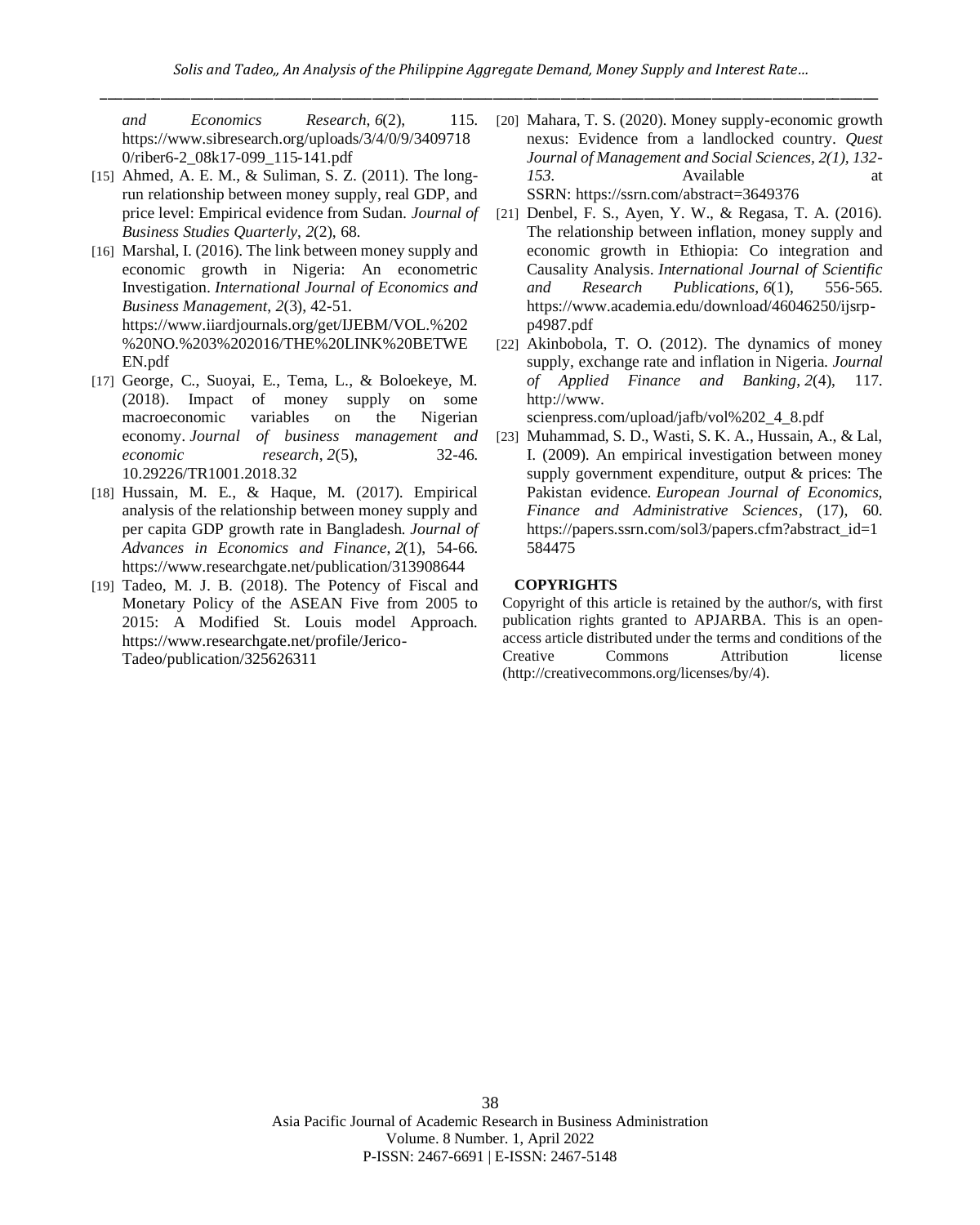*and Economics Research*, *6*(2), 115. https://www.sibresearch.org/uploads/3/4/0/9/34097180/riber6-2_08k17-099_115-141.pdf

[15] Ahmed, A. E. M., & Suliman, S. Z. (2011). The long-run relationship between money supply, real GDP, and price level: Empirical evidence from Sudan. *Journal of Business Studies Quarterly*, *2*(2), 68.

[16] Marshal, I. (2016). The link between money supply and economic growth in Nigeria: An econometric Investigation. *International Journal of Economics and Business Management, 2*(3), 42-51. https://www.iiardjournals.org/get/IJEBM/VOL.%202%20NO.%203%202016/THE%20LINK%20BETWEEN.pdf

[17] George, C., Suoyai, E., Tema, L., & Boloekeye, M. (2018). Impact of money supply on some macroeconomic variables on the Nigerian economy. *Journal of business management and economic research*, *2*(5), 32-46. 10.29226/TR1001.2018.32

[18] Hussain, M. E., & Haque, M. (2017). Empirical analysis of the relationship between money supply and per capita GDP growth rate in Bangladesh. *Journal of Advances in Economics and Finance*, *2*(1), 54-66. https://www.researchgate.net/publication/313908644

[19] Tadeo, M. J. B. (2018). The Potency of Fiscal and Monetary Policy of the ASEAN Five from 2005 to 2015: A Modified St. Louis model Approach. https://www.researchgate.net/profile/Jerico-Tadeo/publication/325626311

[20] Mahara, T. S. (2020). Money supply-economic growth nexus: Evidence from a landlocked country. *Quest Journal of Management and Social Sciences, 2(1), 132-153*. Available at SSRN: https://ssrn.com/abstract=3649376

[21] Denbel, F. S., Ayen, Y. W., & Regasa, T. A. (2016). The relationship between inflation, money supply and economic growth in Ethiopia: Co integration and Causality Analysis. *International Journal of Scientific and Research Publications*, *6*(1), 556-565. https://www.academia.edu/download/46046250/ijsrp-p4987.pdf

[22] Akinbobola, T. O. (2012). The dynamics of money supply, exchange rate and inflation in Nigeria. *Journal of Applied Finance and Banking*, *2*(4), 117. http://www.scienpress.com/upload/jafb/vol%202_4_8.pdf

[23] Muhammad, S. D., Wasti, S. K. A., Hussain, A., & Lal, I. (2009). An empirical investigation between money supply government expenditure, output & prices: The Pakistan evidence. *European Journal of Economics, Finance and Administrative Sciences*, (17), 60. https://papers.ssrn.com/sol3/papers.cfm?abstract_id=1584475

**COPYRIGHTS**

Copyright of this article is retained by the author/s, with first publication rights granted to APJARBA. This is an open-access article distributed under the terms and conditions of the Creative Commons Attribution license (http://creativecommons.org/licenses/by/4).